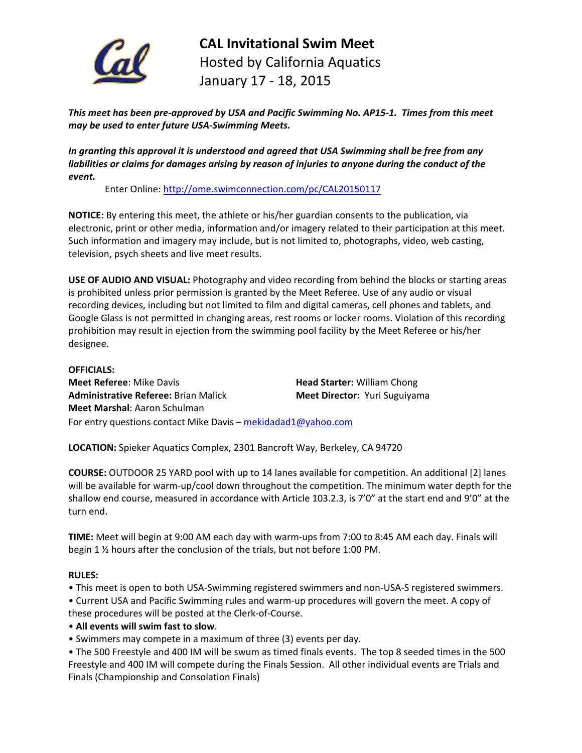# CAL Invitational Swim Meet

Hosted by California Aquatics

January 17 - 18, 2015

***This meet has been pre-approved by USA and Pacific Swimming No. AP15-1. Times from this meet may be used to enter future USA-Swimming Meets.***

***In granting this approval it is understood and agreed that USA Swimming shall be free from any liabilities or claims for damages arising by reason of injuries to anyone during the conduct of the event.***

Enter Online: http://ome.swimconnection.com/pc/CAL20150117

**NOTICE:** By entering this meet, the athlete or his/her guardian consents to the publication, via electronic, print or other media, information and/or imagery related to their participation at this meet. Such information and imagery may include, but is not limited to, photographs, video, web casting, television, psych sheets and live meet results.

**USE OF AUDIO AND VISUAL:** Photography and video recording from behind the blocks or starting areas is prohibited unless prior permission is granted by the Meet Referee. Use of any audio or visual recording devices, including but not limited to film and digital cameras, cell phones and tablets, and Google Glass is not permitted in changing areas, rest rooms or locker rooms. Violation of this recording prohibition may result in ejection from the swimming pool facility by the Meet Referee or his/her designee.

**OFFICIALS:**

**Meet Referee**: Mike Davis

**Head Starter:** William Chong

**Administrative Referee:** Brian Malick

**Meet Director:** Yuri Suguiyama

**Meet Marshal**: Aaron Schulman

For entry questions contact Mike Davis – mekidadad1@yahoo.com

**LOCATION:** Spieker Aquatics Complex, 2301 Bancroft Way, Berkeley, CA 94720

**COURSE:** OUTDOOR 25 YARD pool with up to 14 lanes available for competition. An additional [2] lanes will be available for warm-up/cool down throughout the competition. The minimum water depth for the shallow end course, measured in accordance with Article 103.2.3, is 7'0" at the start end and 9'0" at the turn end.

**TIME:** Meet will begin at 9:00 AM each day with warm-ups from 7:00 to 8:45 AM each day. Finals will begin 1 ½ hours after the conclusion of the trials, but not before 1:00 PM.

**RULES:**

- This meet is open to both USA-Swimming registered swimmers and non-USA-S registered swimmers.
- Current USA and Pacific Swimming rules and warm-up procedures will govern the meet. A copy of these procedures will be posted at the Clerk-of-Course.
- **All events will swim fast to slow**.
- Swimmers may compete in a maximum of three (3) events per day.
- The 500 Freestyle and 400 IM will be swum as timed finals events. The top 8 seeded times in the 500 Freestyle and 400 IM will compete during the Finals Session. All other individual events are Trials and Finals (Championship and Consolation Finals)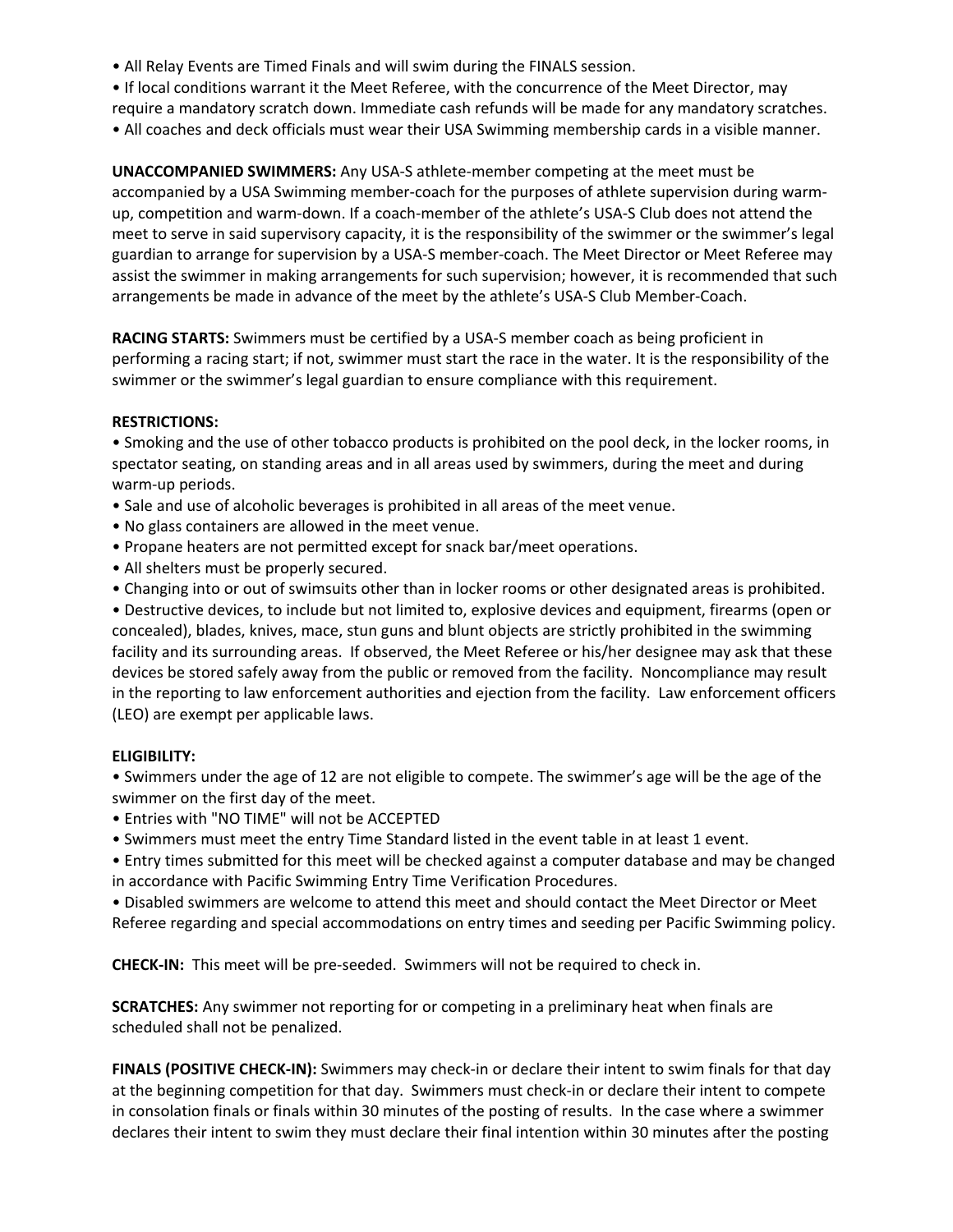• All Relay Events are Timed Finals and will swim during the FINALS session.
• If local conditions warrant it the Meet Referee, with the concurrence of the Meet Director, may require a mandatory scratch down. Immediate cash refunds will be made for any mandatory scratches.
• All coaches and deck officials must wear their USA Swimming membership cards in a visible manner.

**UNACCOMPANIED SWIMMERS:** Any USA-S athlete-member competing at the meet must be accompanied by a USA Swimming member-coach for the purposes of athlete supervision during warm-up, competition and warm-down. If a coach-member of the athlete's USA-S Club does not attend the meet to serve in said supervisory capacity, it is the responsibility of the swimmer or the swimmer's legal guardian to arrange for supervision by a USA-S member-coach. The Meet Director or Meet Referee may assist the swimmer in making arrangements for such supervision; however, it is recommended that such arrangements be made in advance of the meet by the athlete's USA-S Club Member-Coach.

**RACING STARTS:** Swimmers must be certified by a USA-S member coach as being proficient in performing a racing start; if not, swimmer must start the race in the water. It is the responsibility of the swimmer or the swimmer's legal guardian to ensure compliance with this requirement.

**RESTRICTIONS:**

• Smoking and the use of other tobacco products is prohibited on the pool deck, in the locker rooms, in spectator seating, on standing areas and in all areas used by swimmers, during the meet and during warm-up periods.
• Sale and use of alcoholic beverages is prohibited in all areas of the meet venue.
• No glass containers are allowed in the meet venue.
• Propane heaters are not permitted except for snack bar/meet operations.
• All shelters must be properly secured.
• Changing into or out of swimsuits other than in locker rooms or other designated areas is prohibited.
• Destructive devices, to include but not limited to, explosive devices and equipment, firearms (open or concealed), blades, knives, mace, stun guns and blunt objects are strictly prohibited in the swimming facility and its surrounding areas. If observed, the Meet Referee or his/her designee may ask that these devices be stored safely away from the public or removed from the facility. Noncompliance may result in the reporting to law enforcement authorities and ejection from the facility. Law enforcement officers (LEO) are exempt per applicable laws.

**ELIGIBILITY:**

• Swimmers under the age of 12 are not eligible to compete. The swimmer's age will be the age of the swimmer on the first day of the meet.
• Entries with "NO TIME" will not be ACCEPTED
• Swimmers must meet the entry Time Standard listed in the event table in at least 1 event.
• Entry times submitted for this meet will be checked against a computer database and may be changed in accordance with Pacific Swimming Entry Time Verification Procedures.
• Disabled swimmers are welcome to attend this meet and should contact the Meet Director or Meet Referee regarding and special accommodations on entry times and seeding per Pacific Swimming policy.

**CHECK-IN:** This meet will be pre-seeded. Swimmers will not be required to check in.

**SCRATCHES:** Any swimmer not reporting for or competing in a preliminary heat when finals are scheduled shall not be penalized.

**FINALS (POSITIVE CHECK-IN):** Swimmers may check-in or declare their intent to swim finals for that day at the beginning competition for that day. Swimmers must check-in or declare their intent to compete in consolation finals or finals within 30 minutes of the posting of results. In the case where a swimmer declares their intent to swim they must declare their final intention within 30 minutes after the posting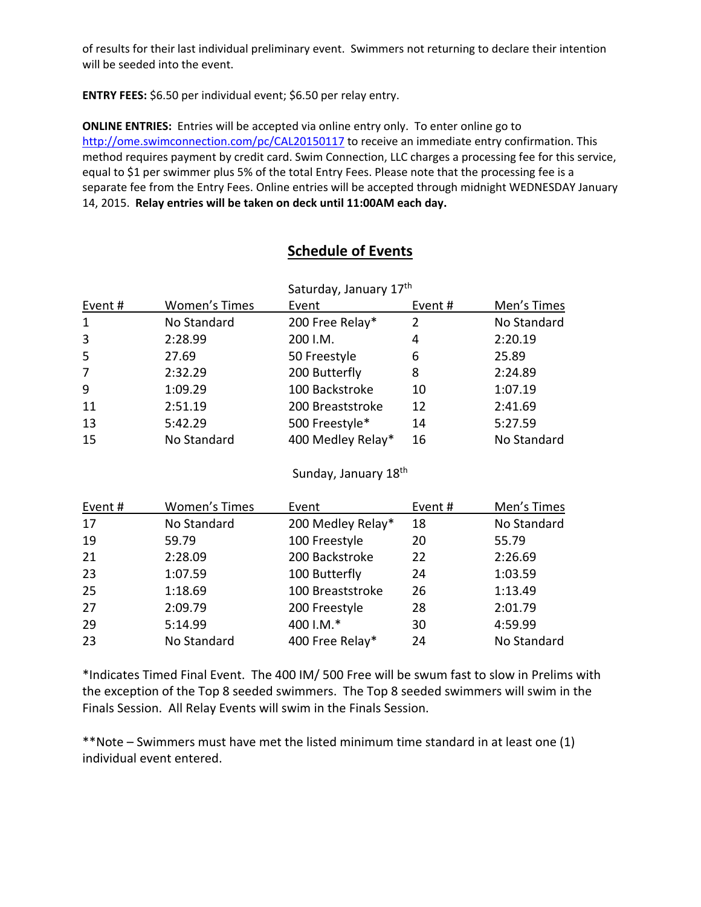of results for their last individual preliminary event. Swimmers not returning to declare their intention will be seeded into the event.

**ENTRY FEES:** $6.50 per individual event; $6.50 per relay entry.

**ONLINE ENTRIES:** Entries will be accepted via online entry only. To enter online go to http://ome.swimconnection.com/pc/CAL20150117 to receive an immediate entry confirmation. This method requires payment by credit card. Swim Connection, LLC charges a processing fee for this service, equal to $1 per swimmer plus 5% of the total Entry Fees. Please note that the processing fee is a separate fee from the Entry Fees. Online entries will be accepted through midnight WEDNESDAY January 14, 2015. **Relay entries will be taken on deck until 11:00AM each day.**

## Schedule of Events

Saturday, January 17th

| Event # | Women's Times | Event | Event # | Men's Times |
|---|---|---|---|---|
| 1 | No Standard | 200 Free Relay* | 2 | No Standard |
| 3 | 2:28.99 | 200 I.M. | 4 | 2:20.19 |
| 5 | 27.69 | 50 Freestyle | 6 | 25.89 |
| 7 | 2:32.29 | 200 Butterfly | 8 | 2:24.89 |
| 9 | 1:09.29 | 100 Backstroke | 10 | 1:07.19 |
| 11 | 2:51.19 | 200 Breaststroke | 12 | 2:41.69 |
| 13 | 5:42.29 | 500 Freestyle* | 14 | 5:27.59 |
| 15 | No Standard | 400 Medley Relay* | 16 | No Standard |

Sunday, January 18th

| Event # | Women's Times | Event | Event # | Men's Times |
|---|---|---|---|---|
| 17 | No Standard | 200 Medley Relay* | 18 | No Standard |
| 19 | 59.79 | 100 Freestyle | 20 | 55.79 |
| 21 | 2:28.09 | 200 Backstroke | 22 | 2:26.69 |
| 23 | 1:07.59 | 100 Butterfly | 24 | 1:03.59 |
| 25 | 1:18.69 | 100 Breaststroke | 26 | 1:13.49 |
| 27 | 2:09.79 | 200 Freestyle | 28 | 2:01.79 |
| 29 | 5:14.99 | 400 I.M.* | 30 | 4:59.99 |
| 23 | No Standard | 400 Free Relay* | 24 | No Standard |

*Indicates Timed Final Event. The 400 IM/ 500 Free will be swum fast to slow in Prelims with the exception of the Top 8 seeded swimmers. The Top 8 seeded swimmers will swim in the Finals Session. All Relay Events will swim in the Finals Session.

**Note – Swimmers must have met the listed minimum time standard in at least one (1) individual event entered.